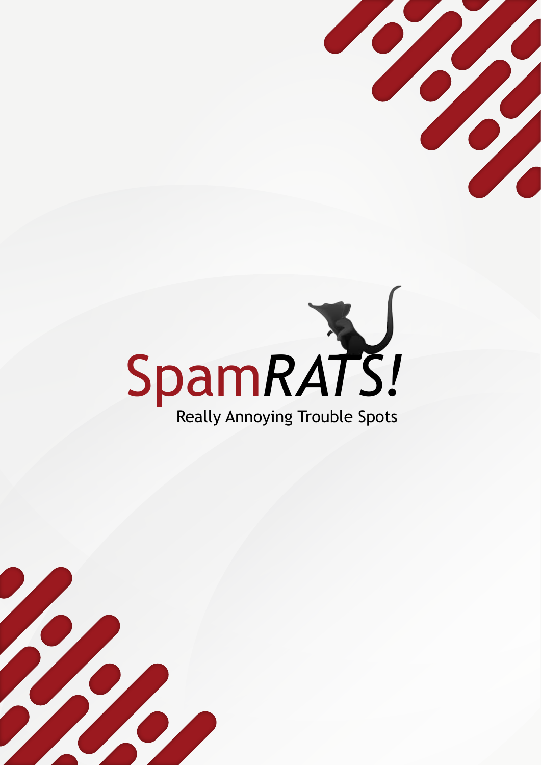# Spam*RATS!*

Really Annoying Trouble Spots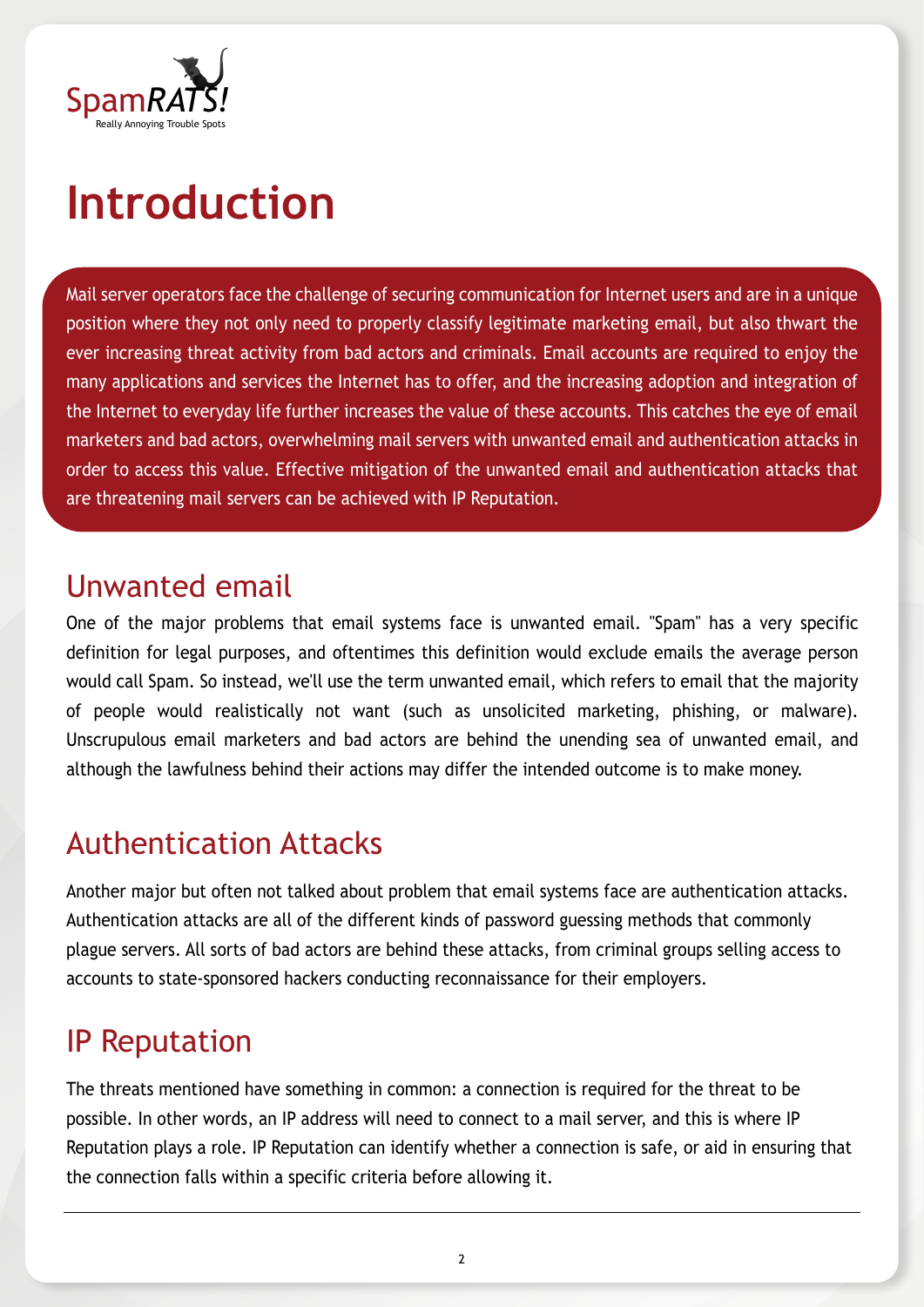# Introduction

Mail server operators face the challenge of securing communication for Internet users and are in a unique position where they not only need to properly classify legitimate marketing email, but also thwart the ever increasing threat activity from bad actors and criminals. Email accounts are required to enjoy the many applications and services the Internet has to offer, and the increasing adoption and integration of the Internet to everyday life further increases the value of these accounts. This catches the eye of email marketers and bad actors, overwhelming mail servers with unwanted email and authentication attacks in order to access this value. Effective mitigation of the unwanted email and authentication attacks that are threatening mail servers can be achieved with IP Reputation.

## Unwanted email

One of the major problems that email systems face is unwanted email. "Spam" has a very specific definition for legal purposes, and oftentimes this definition would exclude emails the average person would call Spam. So instead, we'll use the term unwanted email, which refers to email that the majority of people would realistically not want (such as unsolicited marketing, phishing, or malware). Unscrupulous email marketers and bad actors are behind the unending sea of unwanted email, and although the lawfulness behind their actions may differ the intended outcome is to make money.

## Authentication Attacks

Another major but often not talked about problem that email systems face are authentication attacks. Authentication attacks are all of the different kinds of password guessing methods that commonly plague servers. All sorts of bad actors are behind these attacks, from criminal groups selling access to accounts to state-sponsored hackers conducting reconnaissance for their employers.

## IP Reputation

The threats mentioned have something in common: a connection is required for the threat to be possible. In other words, an IP address will need to connect to a mail server, and this is where IP Reputation plays a role. IP Reputation can identify whether a connection is safe, or aid in ensuring that the connection falls within a specific criteria before allowing it.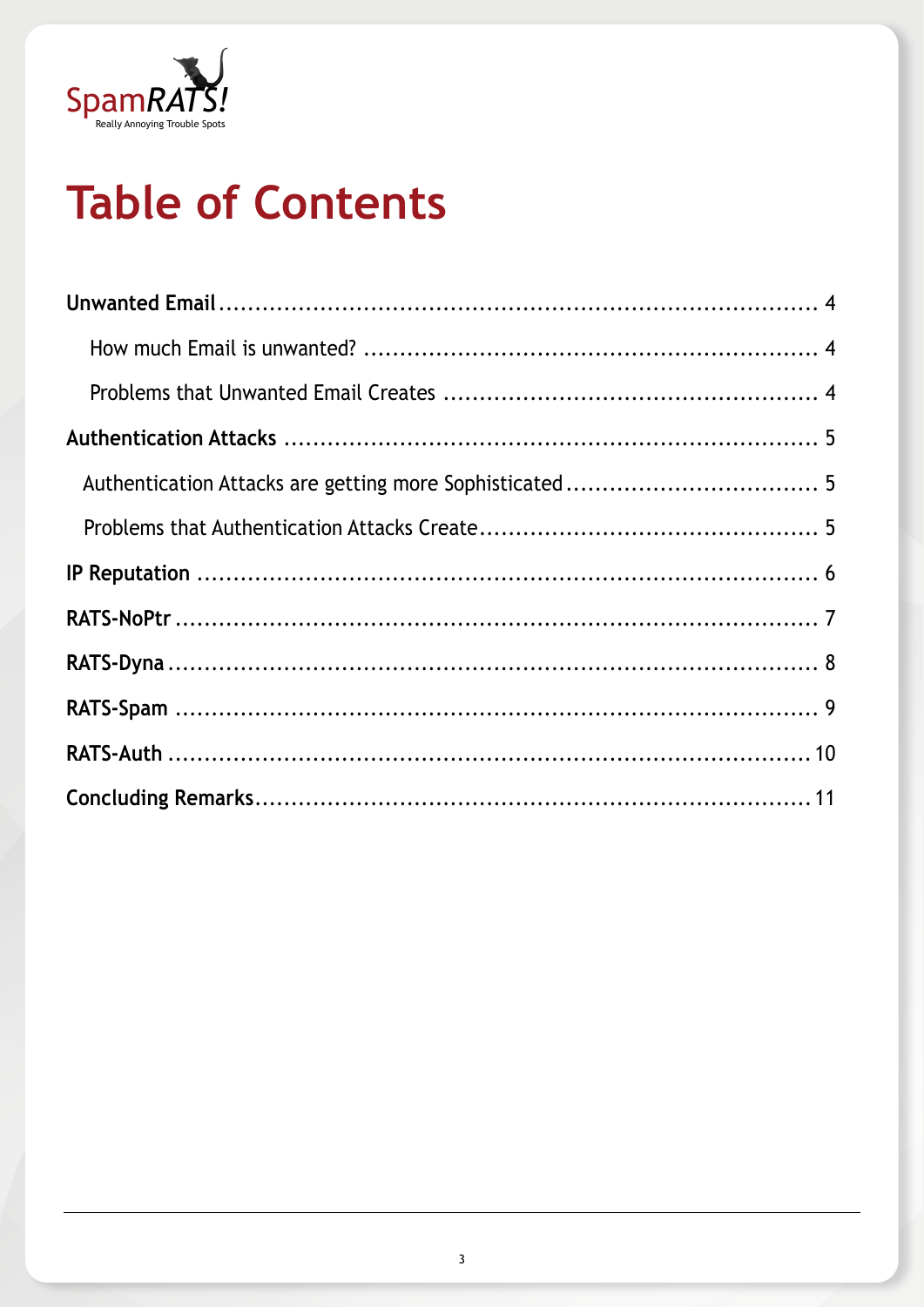SpamRATS!
Really Annoying Trouble Spots

# Table of Contents

**Unwanted Email** ........ 4

- How much Email is unwanted? ........ 4
- Problems that Unwanted Email Creates ........ 4

**Authentication Attacks** ........ 5

- Authentication Attacks are getting more Sophisticated ........ 5
- Problems that Authentication Attacks Create ........ 5

**IP Reputation** ........ 6

**RATS-NoPtr** ........ 7

**RATS-Dyna** ........ 8

**RATS-Spam** ........ 9

**RATS-Auth** ........ 10

**Concluding Remarks** ........ 11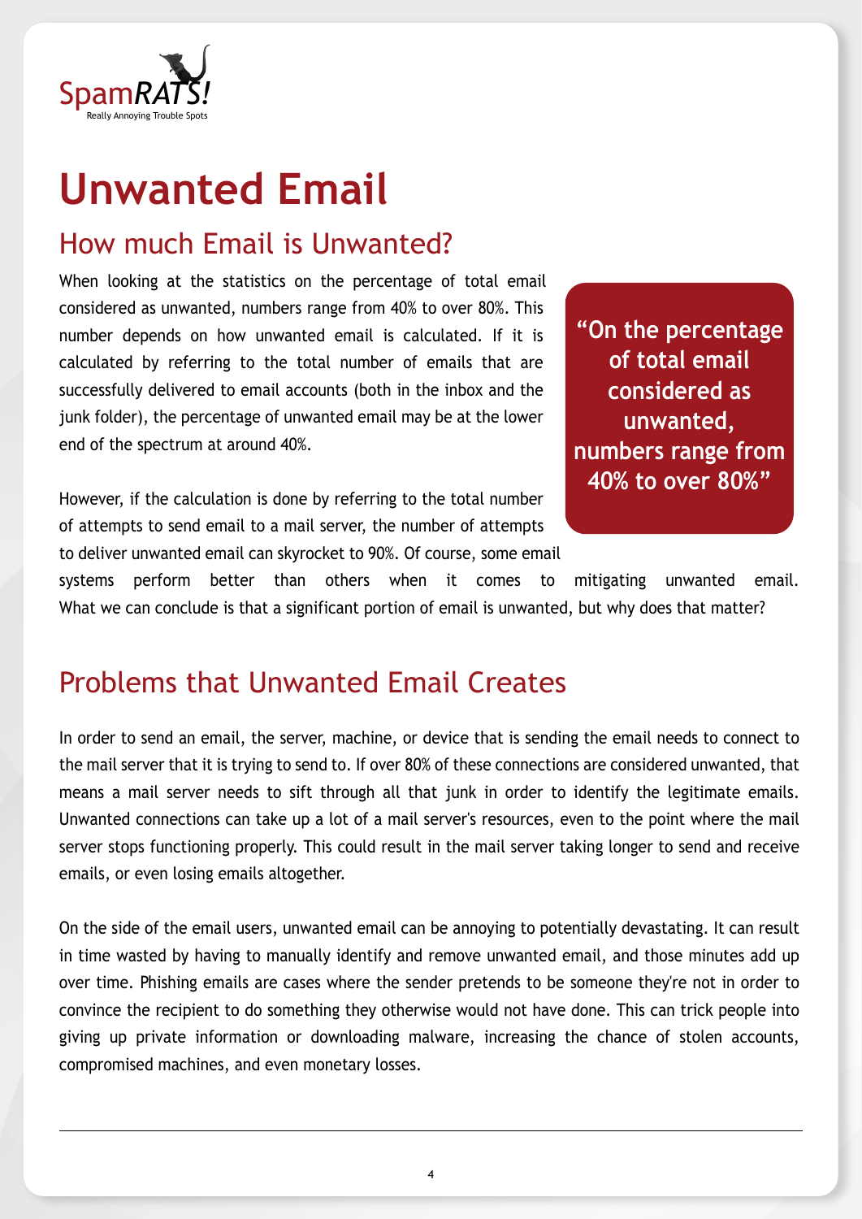SpamRATS!
Really Annoying Trouble Spots

# Unwanted Email

## How much Email is Unwanted?

When looking at the statistics on the percentage of total email considered as unwanted, numbers range from 40% to over 80%. This number depends on how unwanted email is calculated. If it is calculated by referring to the total number of emails that are successfully delivered to email accounts (both in the inbox and the junk folder), the percentage of unwanted email may be at the lower end of the spectrum at around 40%.

> **"On the percentage of total email considered as unwanted, numbers range from 40% to over 80%"**

However, if the calculation is done by referring to the total number of attempts to send email to a mail server, the number of attempts to deliver unwanted email can skyrocket to 90%. Of course, some email systems perform better than others when it comes to mitigating unwanted email. What we can conclude is that a significant portion of email is unwanted, but why does that matter?

## Problems that Unwanted Email Creates

In order to send an email, the server, machine, or device that is sending the email needs to connect to the mail server that it is trying to send to. If over 80% of these connections are considered unwanted, that means a mail server needs to sift through all that junk in order to identify the legitimate emails. Unwanted connections can take up a lot of a mail server's resources, even to the point where the mail server stops functioning properly. This could result in the mail server taking longer to send and receive emails, or even losing emails altogether.

On the side of the email users, unwanted email can be annoying to potentially devastating. It can result in time wasted by having to manually identify and remove unwanted email, and those minutes add up over time. Phishing emails are cases where the sender pretends to be someone they're not in order to convince the recipient to do something they otherwise would not have done. This can trick people into giving up private information or downloading malware, increasing the chance of stolen accounts, compromised machines, and even monetary losses.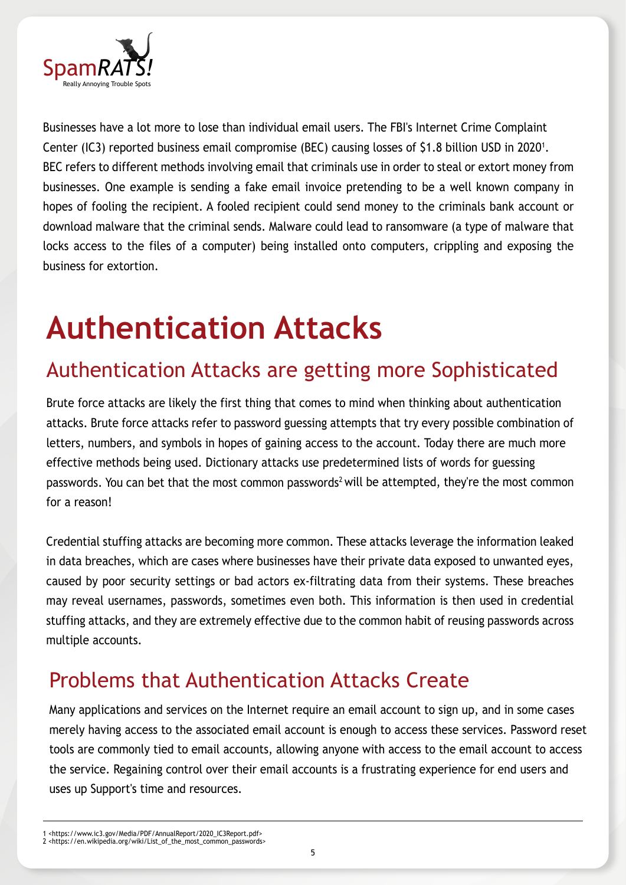Businesses have a lot more to lose than individual email users. The FBI's Internet Crime Complaint Center (IC3) reported business email compromise (BEC) causing losses of $1.8 billion USD in 2020[1]. BEC refers to different methods involving email that criminals use in order to steal or extort money from businesses. One example is sending a fake email invoice pretending to be a well known company in hopes of fooling the recipient. A fooled recipient could send money to the criminals bank account or download malware that the criminal sends. Malware could lead to ransomware (a type of malware that locks access to the files of a computer) being installed onto computers, crippling and exposing the business for extortion.

# Authentication Attacks

## Authentication Attacks are getting more Sophisticated

Brute force attacks are likely the first thing that comes to mind when thinking about authentication attacks. Brute force attacks refer to password guessing attempts that try every possible combination of letters, numbers, and symbols in hopes of gaining access to the account. Today there are much more effective methods being used. Dictionary attacks use predetermined lists of words for guessing passwords. You can bet that the most common passwords[2] will be attempted, they're the most common for a reason!

Credential stuffing attacks are becoming more common. These attacks leverage the information leaked in data breaches, which are cases where businesses have their private data exposed to unwanted eyes, caused by poor security settings or bad actors ex-filtrating data from their systems. These breaches may reveal usernames, passwords, sometimes even both. This information is then used in credential stuffing attacks, and they are extremely effective due to the common habit of reusing passwords across multiple accounts.

## Problems that Authentication Attacks Create

Many applications and services on the Internet require an email account to sign up, and in some cases merely having access to the associated email account is enough to access these services. Password reset tools are commonly tied to email accounts, allowing anyone with access to the email account to access the service. Regaining control over their email accounts is a frustrating experience for end users and uses up Support's time and resources.

---

1 <https://www.ic3.gov/Media/PDF/AnnualReport/2020_IC3Report.pdf>
2 <https://en.wikipedia.org/wiki/List_of_the_most_common_passwords>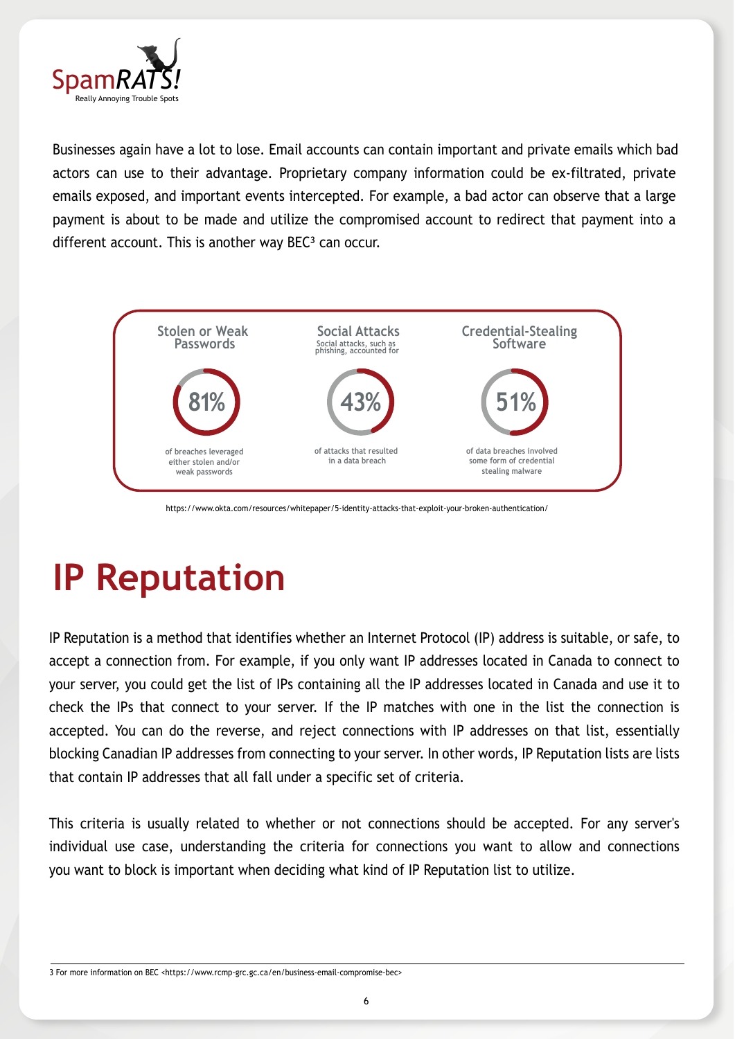Businesses again have a lot to lose. Email accounts can contain important and private emails which bad actors can use to their advantage. Proprietary company information could be ex-filtrated, private emails exposed, and important events intercepted. For example, a bad actor can observe that a large payment is about to be made and utilize the compromised account to redirect that payment into a different account. This is another way BEC[3] can occur.

**Stolen or Weak Passwords**

**81%**

of breaches leveraged either stolen and/or weak passwords

**Social Attacks**

Social attacks, such as phishing, accounted for

**43%**

of attacks that resulted in a data breach

**Credential-Stealing Software**

**51%**

of data breaches involved some form of credential stealing malware

https://www.okta.com/resources/whitepaper/5-identity-attacks-that-exploit-your-broken-authentication/

# IP Reputation

IP Reputation is a method that identifies whether an Internet Protocol (IP) address is suitable, or safe, to accept a connection from. For example, if you only want IP addresses located in Canada to connect to your server, you could get the list of IPs containing all the IP addresses located in Canada and use it to check the IPs that connect to your server. If the IP matches with one in the list the connection is accepted. You can do the reverse, and reject connections with IP addresses on that list, essentially blocking Canadian IP addresses from connecting to your server. In other words, IP Reputation lists are lists that contain IP addresses that all fall under a specific set of criteria.

This criteria is usually related to whether or not connections should be accepted. For any server's individual use case, understanding the criteria for connections you want to allow and connections you want to block is important when deciding what kind of IP Reputation list to utilize.

3 For more information on BEC <https://www.rcmp-grc.gc.ca/en/business-email-compromise-bec>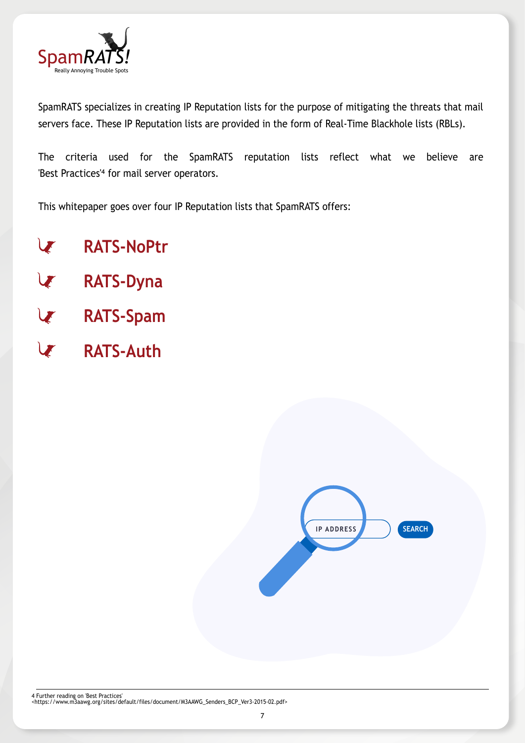SpamRATS specializes in creating IP Reputation lists for the purpose of mitigating the threats that mail servers face. These IP Reputation lists are provided in the form of Real-Time Blackhole lists (RBLs).

The criteria used for the SpamRATS reputation lists reflect what we believe are 'Best Practices'[4] for mail server operators.

This whitepaper goes over four IP Reputation lists that SpamRATS offers:

- **RATS-NoPtr**
- **RATS-Dyna**
- **RATS-Spam**
- **RATS-Auth**

4 Further reading on 'Best Practices' <https://www.m3aawg.org/sites/default/files/document/M3AAWG_Senders_BCP_Ver3-2015-02.pdf>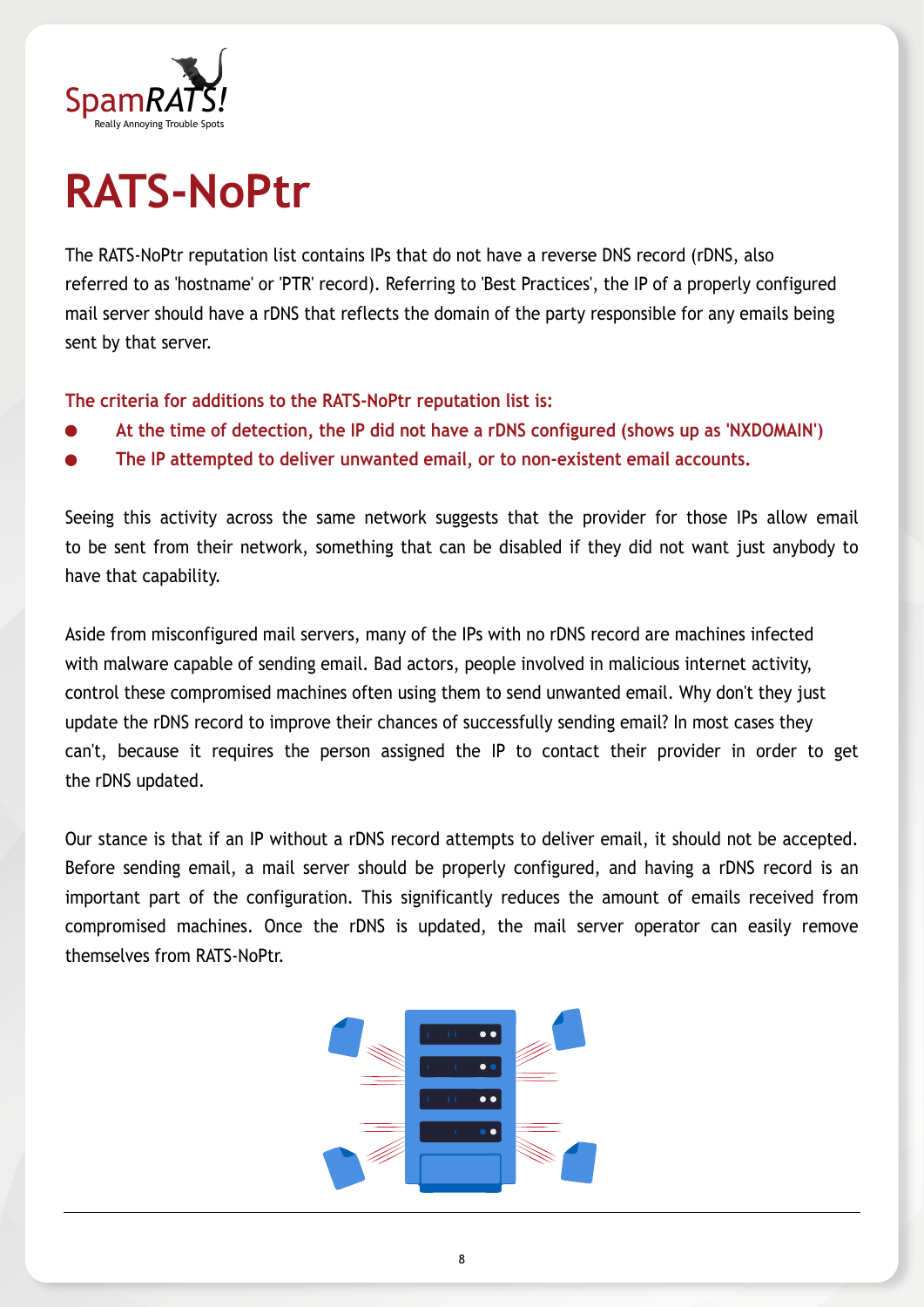# RATS-NoPtr

The RATS-NoPtr reputation list contains IPs that do not have a reverse DNS record (rDNS, also referred to as 'hostname' or 'PTR' record). Referring to 'Best Practices', the IP of a properly configured mail server should have a rDNS that reflects the domain of the party responsible for any emails being sent by that server.

**The criteria for additions to the RATS-NoPtr reputation list is:**

- **At the time of detection, the IP did not have a rDNS configured (shows up as 'NXDOMAIN')**
- **The IP attempted to deliver unwanted email, or to non-existent email accounts.**

Seeing this activity across the same network suggests that the provider for those IPs allow email to be sent from their network, something that can be disabled if they did not want just anybody to have that capability.

Aside from misconfigured mail servers, many of the IPs with no rDNS record are machines infected with malware capable of sending email. Bad actors, people involved in malicious internet activity, control these compromised machines often using them to send unwanted email. Why don't they just update the rDNS record to improve their chances of successfully sending email? In most cases they can't, because it requires the person assigned the IP to contact their provider in order to get the rDNS updated.

Our stance is that if an IP without a rDNS record attempts to deliver email, it should not be accepted. Before sending email, a mail server should be properly configured, and having a rDNS record is an important part of the configuration. This significantly reduces the amount of emails received from compromised machines. Once the rDNS is updated, the mail server operator can easily remove themselves from RATS-NoPtr.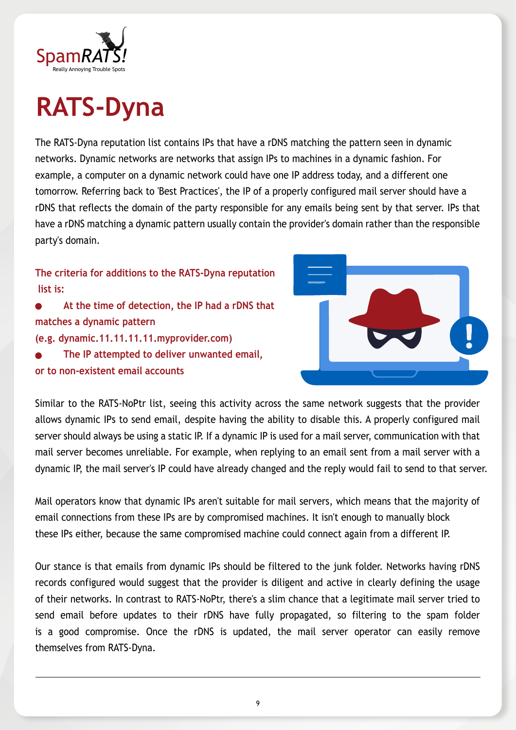# RATS-Dyna

The RATS-Dyna reputation list contains IPs that have a rDNS matching the pattern seen in dynamic networks. Dynamic networks are networks that assign IPs to machines in a dynamic fashion. For example, a computer on a dynamic network could have one IP address today, and a different one tomorrow. Referring back to 'Best Practices', the IP of a properly configured mail server should have a rDNS that reflects the domain of the party responsible for any emails being sent by that server. IPs that have a rDNS matching a dynamic pattern usually contain the provider's domain rather than the responsible party's domain.

**The criteria for additions to the RATS-Dyna reputation list is:**

- **At the time of detection, the IP had a rDNS that matches a dynamic pattern (e.g. dynamic.11.11.11.11.myprovider.com)**
- **The IP attempted to deliver unwanted email, or to non-existent email accounts**

Similar to the RATS-NoPtr list, seeing this activity across the same network suggests that the provider allows dynamic IPs to send email, despite having the ability to disable this. A properly configured mail server should always be using a static IP. If a dynamic IP is used for a mail server, communication with that mail server becomes unreliable. For example, when replying to an email sent from a mail server with a dynamic IP, the mail server's IP could have already changed and the reply would fail to send to that server.

Mail operators know that dynamic IPs aren't suitable for mail servers, which means that the majority of email connections from these IPs are by compromised machines. It isn't enough to manually block these IPs either, because the same compromised machine could connect again from a different IP.

Our stance is that emails from dynamic IPs should be filtered to the junk folder. Networks having rDNS records configured would suggest that the provider is diligent and active in clearly defining the usage of their networks. In contrast to RATS-NoPtr, there's a slim chance that a legitimate mail server tried to send email before updates to their rDNS have fully propagated, so filtering to the spam folder is a good compromise. Once the rDNS is updated, the mail server operator can easily remove themselves from RATS-Dyna.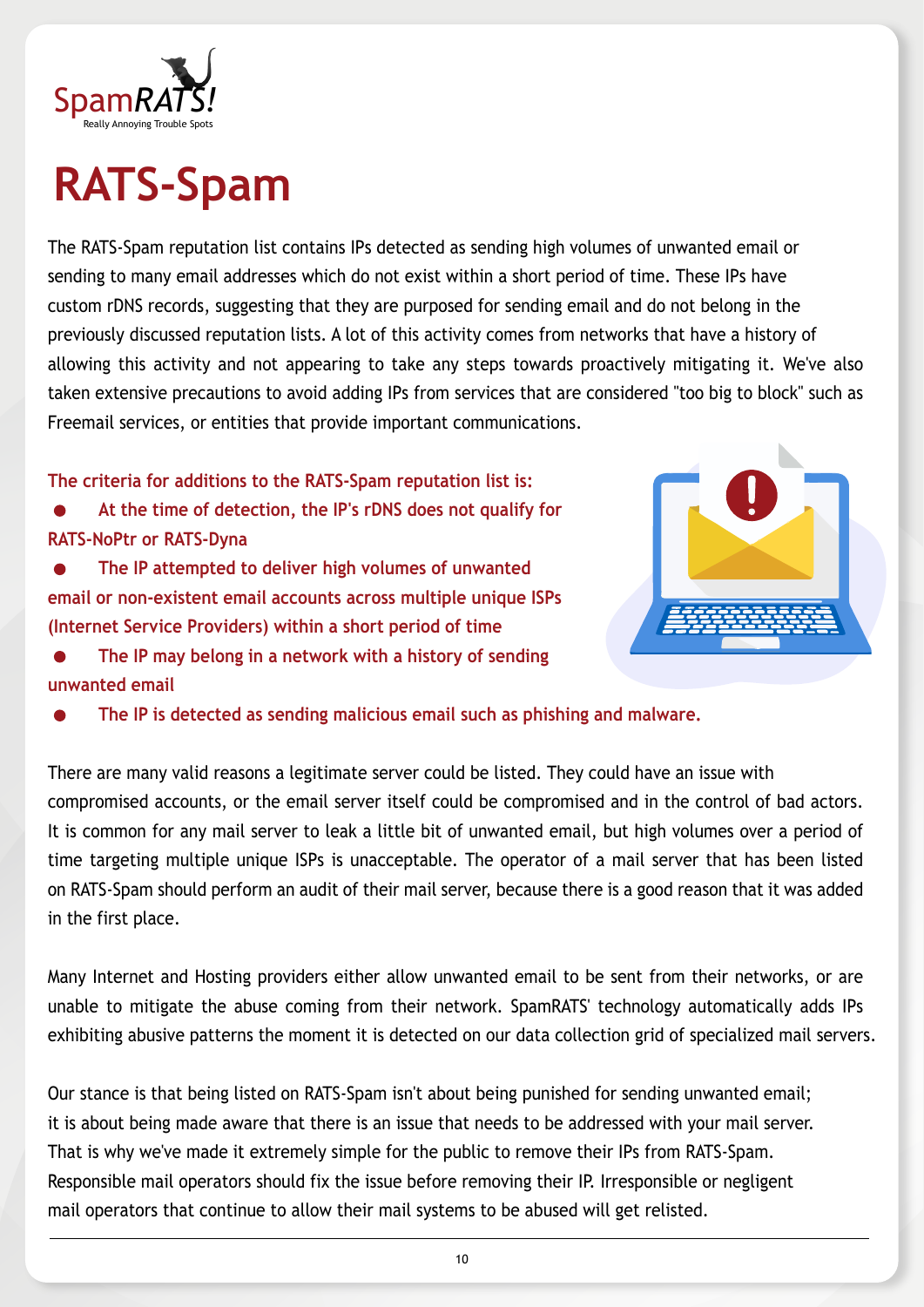# RATS-Spam

The RATS-Spam reputation list contains IPs detected as sending high volumes of unwanted email or sending to many email addresses which do not exist within a short period of time. These IPs have custom rDNS records, suggesting that they are purposed for sending email and do not belong in the previously discussed reputation lists. A lot of this activity comes from networks that have a history of allowing this activity and not appearing to take any steps towards proactively mitigating it. We've also taken extensive precautions to avoid adding IPs from services that are considered "too big to block" such as Freemail services, or entities that provide important communications.

**The criteria for additions to the RATS-Spam reputation list is:**

- **At the time of detection, the IP's rDNS does not qualify for RATS-NoPtr or RATS-Dyna**
- **The IP attempted to deliver high volumes of unwanted email or non-existent email accounts across multiple unique ISPs (Internet Service Providers) within a short period of time**
- **The IP may belong in a network with a history of sending unwanted email**
- **The IP is detected as sending malicious email such as phishing and malware.**

There are many valid reasons a legitimate server could be listed. They could have an issue with compromised accounts, or the email server itself could be compromised and in the control of bad actors. It is common for any mail server to leak a little bit of unwanted email, but high volumes over a period of time targeting multiple unique ISPs is unacceptable. The operator of a mail server that has been listed on RATS-Spam should perform an audit of their mail server, because there is a good reason that it was added in the first place.

Many Internet and Hosting providers either allow unwanted email to be sent from their networks, or are unable to mitigate the abuse coming from their network. SpamRATS' technology automatically adds IPs exhibiting abusive patterns the moment it is detected on our data collection grid of specialized mail servers.

Our stance is that being listed on RATS-Spam isn't about being punished for sending unwanted email; it is about being made aware that there is an issue that needs to be addressed with your mail server. That is why we've made it extremely simple for the public to remove their IPs from RATS-Spam. Responsible mail operators should fix the issue before removing their IP. Irresponsible or negligent mail operators that continue to allow their mail systems to be abused will get relisted.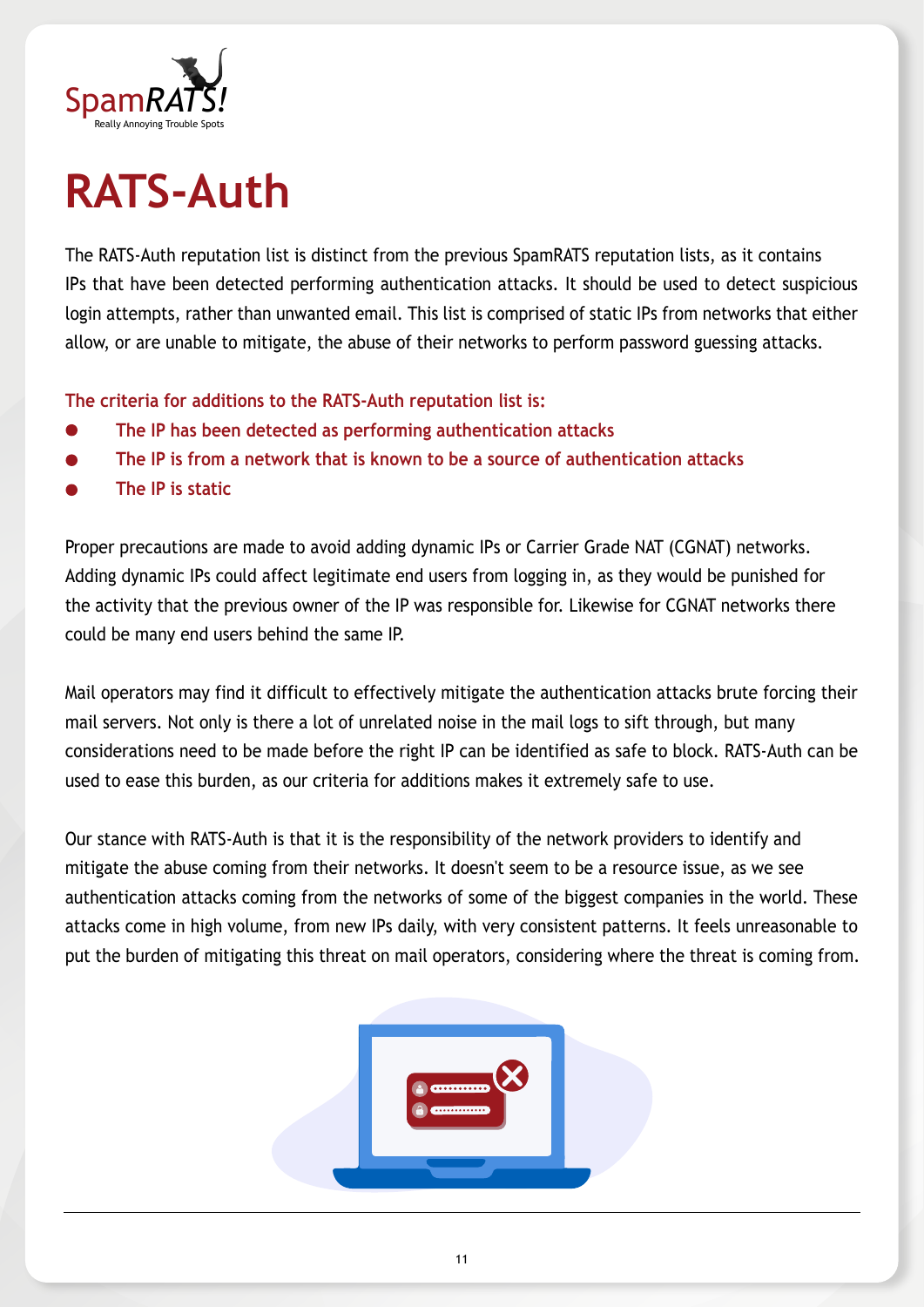# RATS-Auth

The RATS-Auth reputation list is distinct from the previous SpamRATS reputation lists, as it contains IPs that have been detected performing authentication attacks. It should be used to detect suspicious login attempts, rather than unwanted email. This list is comprised of static IPs from networks that either allow, or are unable to mitigate, the abuse of their networks to perform password guessing attacks.

**The criteria for additions to the RATS-Auth reputation list is:**

- **The IP has been detected as performing authentication attacks**
- **The IP is from a network that is known to be a source of authentication attacks**
- **The IP is static**

Proper precautions are made to avoid adding dynamic IPs or Carrier Grade NAT (CGNAT) networks. Adding dynamic IPs could affect legitimate end users from logging in, as they would be punished for the activity that the previous owner of the IP was responsible for. Likewise for CGNAT networks there could be many end users behind the same IP.

Mail operators may find it difficult to effectively mitigate the authentication attacks brute forcing their mail servers. Not only is there a lot of unrelated noise in the mail logs to sift through, but many considerations need to be made before the right IP can be identified as safe to block. RATS-Auth can be used to ease this burden, as our criteria for additions makes it extremely safe to use.

Our stance with RATS-Auth is that it is the responsibility of the network providers to identify and mitigate the abuse coming from their networks. It doesn't seem to be a resource issue, as we see authentication attacks coming from the networks of some of the biggest companies in the world. These attacks come in high volume, from new IPs daily, with very consistent patterns. It feels unreasonable to put the burden of mitigating this threat on mail operators, considering where the threat is coming from.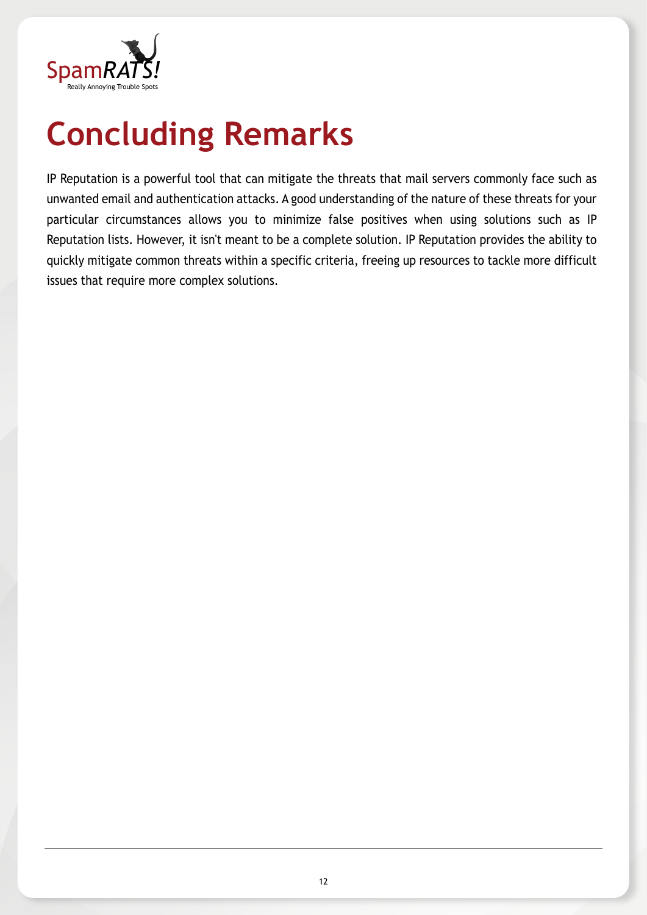# Concluding Remarks

IP Reputation is a powerful tool that can mitigate the threats that mail servers commonly face such as unwanted email and authentication attacks. A good understanding of the nature of these threats for your particular circumstances allows you to minimize false positives when using solutions such as IP Reputation lists. However, it isn't meant to be a complete solution. IP Reputation provides the ability to quickly mitigate common threats within a specific criteria, freeing up resources to tackle more difficult issues that require more complex solutions.